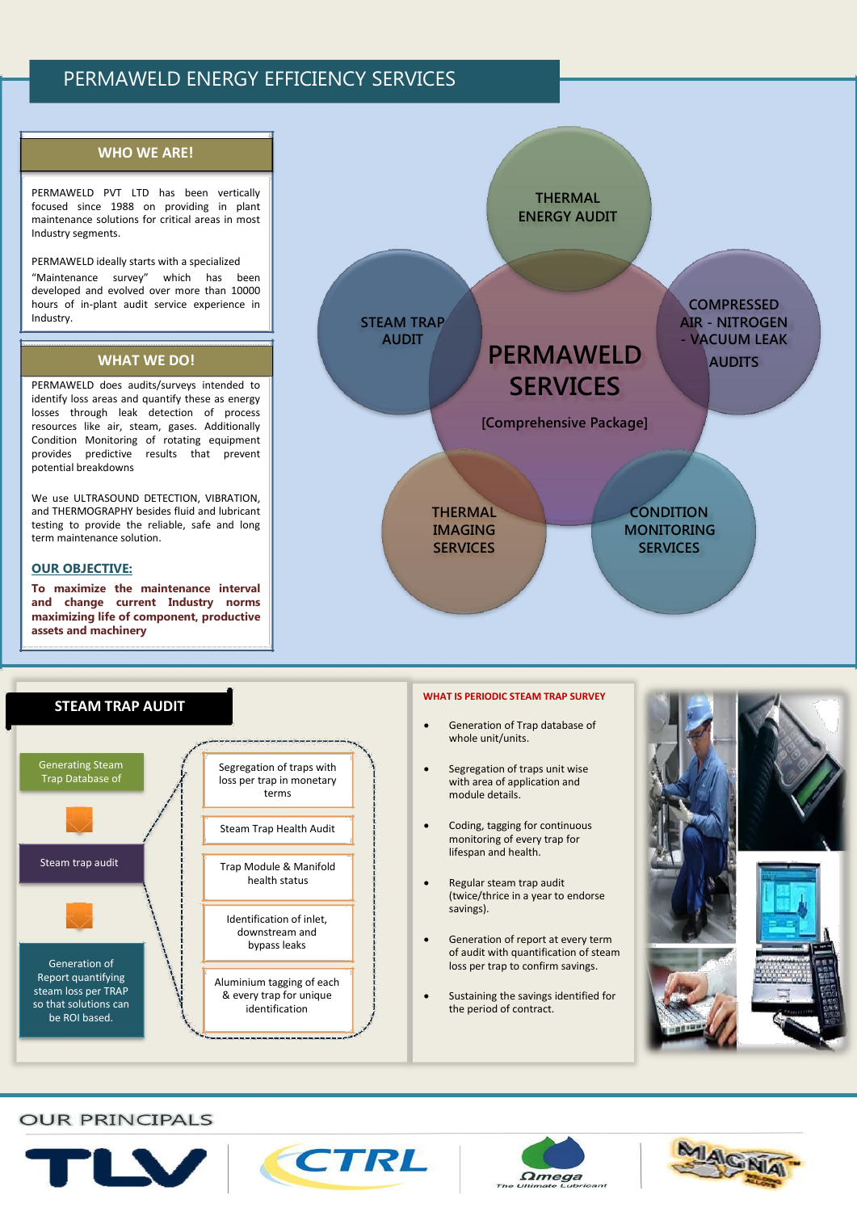# PERMAWELD ENERGY EFFICIENCY SERVICES

## WHO WE ARE!

PERMAWELD PVT LTD has been vertically focused since 1988 on providing in plant maintenance solutions for critical areas in most Industry segments.

PERMAWELD ideally starts with a specialized "Maintenance survey" which has been developed and evolved over more than 10000 hours of in-plant audit service experience in Industry.

## WHAT WE DO!

PERMAWELD does audits/surveys intended to identify loss areas and quantify these as energy losses through leak detection of process resources like air, steam, gases. Additionally Condition Monitoring of rotating equipment provides predictive results that prevent potential breakdowns

We use ULTRASOUND DETECTION, VIBRATION, and THERMOGRAPHY besides fluid and lubricant testing to provide the reliable, safe and long term maintenance solution.

### OUR OBJECTIVE:

**To maximize the maintenance interval and change current Industry norms maximizing life of component, productive assets and machinery**

## PERMAWELD SERVICES

[Comprehensive Package]

- THERMAL ENERGY AUDIT
- COMPRESSED AIR - NITROGEN - VACUUM LEAK AUDITS
- CONDITION MONITORING SERVICES
- THERMAL IMAGING SERVICES
- STEAM TRAP AUDIT

## STEAM TRAP AUDIT

- Generating Steam Trap Database of
- Steam trap audit
- Generation of Report quantifying steam loss per TRAP so that solutions can be ROI based.

Steam trap audit includes:

- Segregation of traps with loss per trap in monetary terms
- Steam Trap Health Audit
- Trap Module & Manifold health status
- Identification of inlet, downstream and bypass leaks
- Aluminium tagging of each & every trap for unique identification

### WHAT IS PERIODIC STEAM TRAP SURVEY

- Generation of Trap database of whole unit/units.
- Segregation of traps unit wise with area of application and module details.
- Coding, tagging for continuous monitoring of every trap for lifespan and health.
- Regular steam trap audit (twice/thrice in a year to endorse savings).
- Generation of report at every term of audit with quantification of steam loss per trap to confirm savings.
- Sustaining the savings identified for the period of contract.

## OUR PRINCIPALS

TLV | CTRL | Omega The Ultimate Lubricant | MAGNA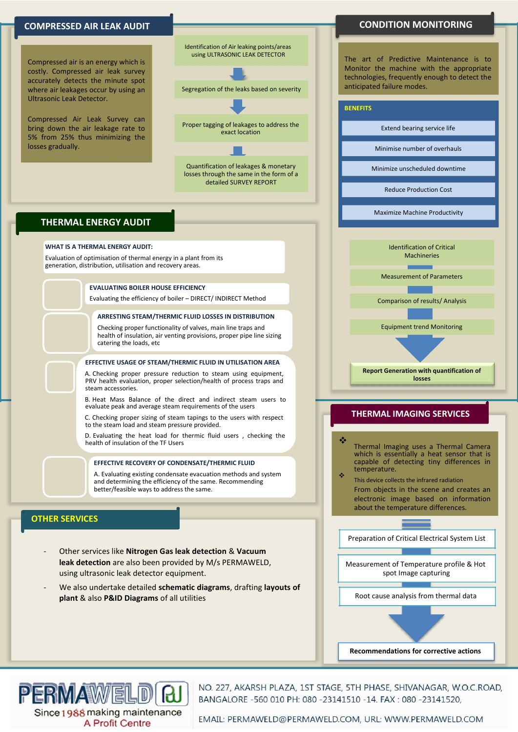## COMPRESSED AIR LEAK AUDIT

Compressed air is an energy which is costly. Compressed air leak survey accurately detects the minute spot where air leakages occur by using an Ultrasonic Leak Detector.

Compressed Air Leak Survey can bring down the air leakage rate to 5% from 25% thus minimizing the losses gradually.

- Identification of Air leaking points/areas using ULTRASONIC LEAK DETECTOR
- Segregation of the leaks based on severity
- Proper tagging of leakages to address the exact location
- Quantification of leakages & monetary losses through the same in the form of a detailed SURVEY REPORT

## THERMAL ENERGY AUDIT

**WHAT IS A THERMAL ENERGY AUDIT:**

Evaluation of optimisation of thermal energy in a plant from its generation, distribution, utilisation and recovery areas.

**EVALUATING BOILER HOUSE EFFICIENCY**

Evaluating the efficiency of boiler – DIRECT/ INDIRECT Method

**ARRESTING STEAM/THERMIC FLUID LOSSES IN DISTRIBUTION**

Checking proper functionality of valves, main line traps and health of insulation, air venting provisions, proper pipe line sizing catering the loads, etc

**EFFECTIVE USAGE OF STEAM/THERMIC FLUID IN UTILISATION AREA**

A. Checking proper pressure reduction to steam using equipment, PRV health evaluation, proper selection/health of process traps and steam accessories.

B. Heat Mass Balance of the direct and indirect steam users to evaluate peak and average steam requirements of the users

C. Checking proper sizing of steam tapings to the users with respect to the steam load and steam pressure provided.

D. Evaluating the heat load for thermic fluid users , checking the health of insulation of the TF Users

**EFFECTIVE RECOVERY OF CONDENSATE/THERMIC FLUID**

A. Evaluating existing condensate evacuation methods and system and determining the efficiency of the same. Recommending better/feasible ways to address the same.

## OTHER SERVICES

- Other services like **Nitrogen Gas leak detection** & **Vacuum leak detection** are also been provided by M/s PERMAWELD, using ultrasonic leak detector equipment.
- We also undertake detailed **schematic diagrams**, drafting **layouts of plant** & also **P&ID Diagrams** of all utilities

## CONDITION MONITORING

The art of Predictive Maintenance is to Monitor the machine with the appropriate technologies, frequently enough to detect the anticipated failure modes.

**BENEFITS**

- Extend bearing service life
- Minimise number of overhauls
- Minimize unscheduled downtime
- Reduce Production Cost
- Maximize Machine Productivity

Process:

- Identification of Critical Machineries
- Measurement of Parameters
- Comparison of results/ Analysis
- Equipment trend Monitoring
- **Report Generation with quantification of losses**

## THERMAL IMAGING SERVICES

- Thermal Imaging uses a Thermal Camera which is essentially a heat sensor that is capable of detecting tiny differences in temperature.
- This device collects the infrared radiation From objects in the scene and creates an electronic image based on information about the temperature differences.

Process:

- Preparation of Critical Electrical System List
- Measurement of Temperature profile & Hot spot Image capturing
- Root cause analysis from thermal data
- **Recommendations for corrective actions**

---

PERMAWELD
Since 1988 making maintenance A Profit Centre

NO. 227, AKARSH PLAZA, 1ST STAGE, 5TH PHASE, SHIVANAGAR, W.O.C.ROAD, BANGALORE -560 010 PH: 080 -23141510 -14. FAX : 080 -23141520,

EMAIL: PERMAWELD@PERMAWELD.COM, URL: WWW.PERMAWELD.COM